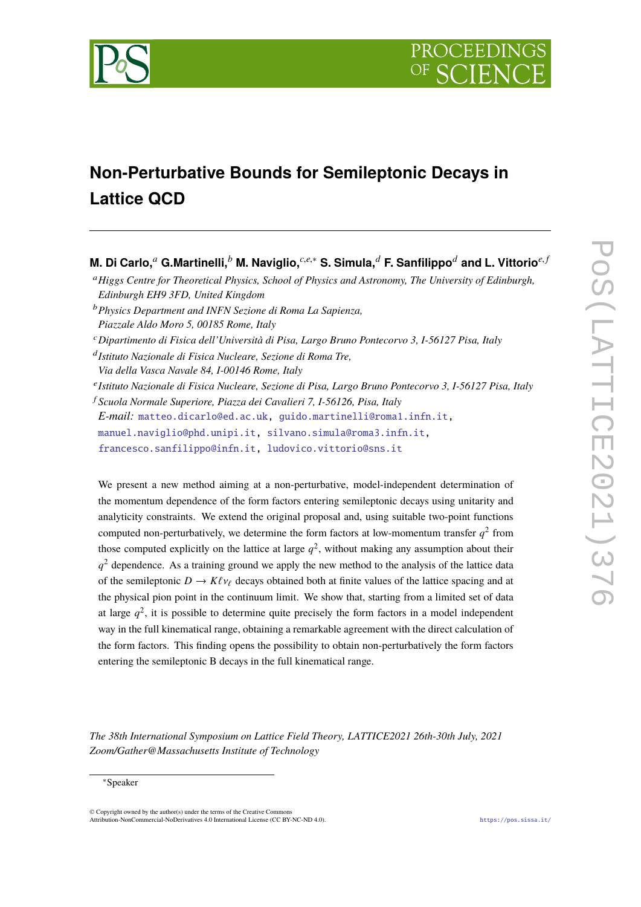# Non-Perturbative Bounds for Semileptonic Decays in Lattice QCD

**M. Di Carlo,**[a] **G.Martinelli,**[b] **M. Naviglio,**[c,e,*] **S. Simula,**[d] **F. Sanfilippo**[d] **and L. Vittorio**[e,f]

[a] *Higgs Centre for Theoretical Physics, School of Physics and Astronomy, The University of Edinburgh, Edinburgh EH9 3FD, United Kingdom*

[b] *Physics Department and INFN Sezione di Roma La Sapienza, Piazzale Aldo Moro 5, 00185 Rome, Italy*

[c] *Dipartimento di Fisica dell'Università di Pisa, Largo Bruno Pontecorvo 3, I-56127 Pisa, Italy*

[d] *Istituto Nazionale di Fisica Nucleare, Sezione di Roma Tre, Via della Vasca Navale 84, I-00146 Rome, Italy*

[e] *Istituto Nazionale di Fisica Nucleare, Sezione di Pisa, Largo Bruno Pontecorvo 3, I-56127 Pisa, Italy*

[f] *Scuola Normale Superiore, Piazza dei Cavalieri 7, I-56126, Pisa, Italy*

*E-mail:* matteo.dicarlo@ed.ac.uk, guido.martinelli@roma1.infn.it, manuel.naviglio@phd.unipi.it, silvano.simula@roma3.infn.it, francesco.sanfilippo@infn.it, ludovico.vittorio@sns.it

We present a new method aiming at a non-perturbative, model-independent determination of the momentum dependence of the form factors entering semileptonic decays using unitarity and analyticity constraints. We extend the original proposal and, using suitable two-point functions computed non-perturbatively, we determine the form factors at low-momentum transfer $q^2$ from those computed explicitly on the lattice at large $q^2$, without making any assumption about their $q^2$ dependence. As a training ground we apply the new method to the analysis of the lattice data of the semileptonic $D \to K\ell\nu_\ell$ decays obtained both at finite values of the lattice spacing and at the physical pion point in the continuum limit. We show that, starting from a limited set of data at large $q^2$, it is possible to determine quite precisely the form factors in a model independent way in the full kinematical range, obtaining a remarkable agreement with the direct calculation of the form factors. This finding opens the possibility to obtain non-perturbatively the form factors entering the semileptonic B decays in the full kinematical range.

*The 38th International Symposium on Lattice Field Theory, LATTICE2021 26th-30th July, 2021*
*Zoom/Gather@Massachusetts Institute of Technology*

---

*Speaker

© Copyright owned by the author(s) under the terms of the Creative Commons Attribution-NonCommercial-NoDerivatives 4.0 International License (CC BY-NC-ND 4.0).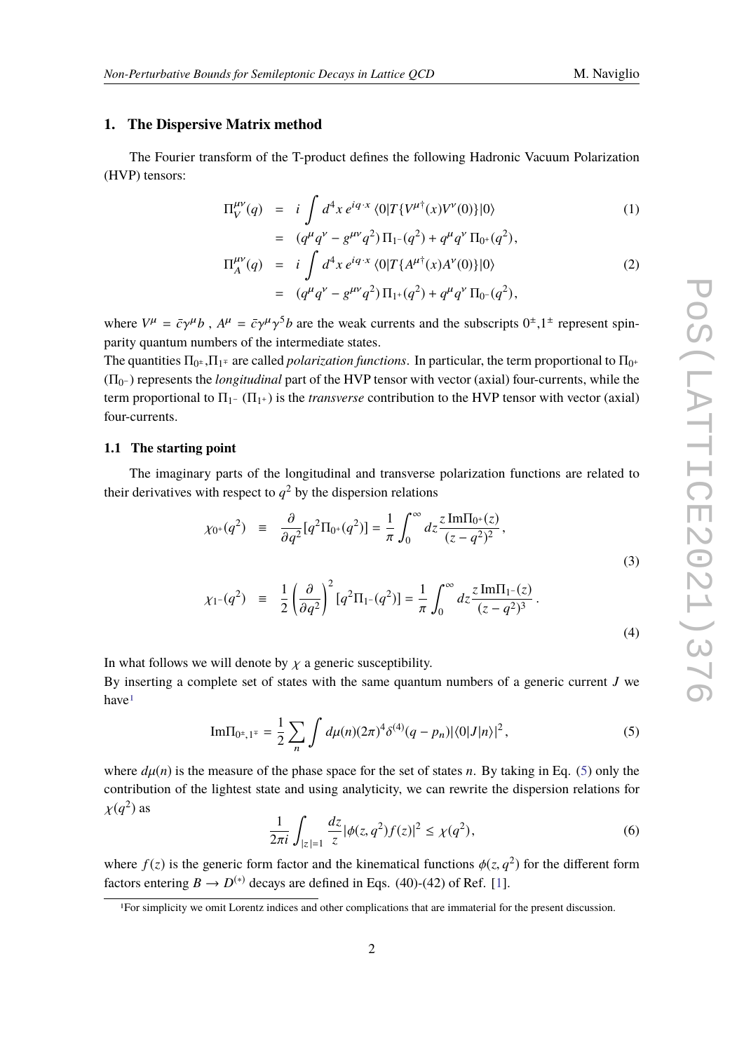## 1. The Dispersive Matrix method

The Fourier transform of the T-product defines the following Hadronic Vacuum Polarization (HVP) tensors:

$$
\begin{aligned}
\Pi_V^{\mu\nu}(q) &= i \int d^4x \, e^{iq\cdot x} \, \langle 0|T\{V^{\mu\dagger}(x)V^{\nu}(0)\}|0\rangle \qquad (1)\\
&= (q^\mu q^\nu - g^{\mu\nu} q^2)\, \Pi_{1^-}(q^2) + q^\mu q^\nu \, \Pi_{0^+}(q^2),\\
\Pi_A^{\mu\nu}(q) &= i \int d^4x \, e^{iq\cdot x} \, \langle 0|T\{A^{\mu\dagger}(x)A^{\nu}(0)\}|0\rangle \qquad (2)\\
&= (q^\mu q^\nu - g^{\mu\nu} q^2)\, \Pi_{1^+}(q^2) + q^\mu q^\nu \, \Pi_{0^-}(q^2),
\end{aligned}
$$

where $V^\mu = \bar{c}\gamma^\mu b$ , $A^\mu = \bar{c}\gamma^\mu\gamma^5 b$ are the weak currents and the subscripts $0^\pm$,$1^\pm$ represent spin-parity quantum numbers of the intermediate states.

The quantities $\Pi_{0^\pm}$,$\Pi_{1^\mp}$ are called *polarization functions*. In particular, the term proportional to $\Pi_{0^+}$ ($\Pi_{0^-}$) represents the *longitudinal* part of the HVP tensor with vector (axial) four-currents, while the term proportional to $\Pi_{1^-}$ ($\Pi_{1^+}$) is the *transverse* contribution to the HVP tensor with vector (axial) four-currents.

### 1.1 The starting point

The imaginary parts of the longitudinal and transverse polarization functions are related to their derivatives with respect to $q^2$ by the dispersion relations

$$
\chi_{0^+}(q^2) \equiv \frac{\partial}{\partial q^2}[q^2\Pi_{0^+}(q^2)] = \frac{1}{\pi}\int_0^\infty dz \frac{z\,\mathrm{Im}\Pi_{0^+}(z)}{(z-q^2)^2}\,, \qquad (3)
$$

$$
\chi_{1^-}(q^2) \equiv \frac{1}{2}\left(\frac{\partial}{\partial q^2}\right)^2[q^2\Pi_{1^-}(q^2)] = \frac{1}{\pi}\int_0^\infty dz \frac{z\,\mathrm{Im}\Pi_{1^-}(z)}{(z-q^2)^3}\,. \qquad (4)
$$

In what follows we will denote by $\chi$ a generic susceptibility.

By inserting a complete set of states with the same quantum numbers of a generic current $J$ we have[1]

$$
\mathrm{Im}\Pi_{0^\pm,1^\mp} = \frac{1}{2}\sum_n \int d\mu(n)(2\pi)^4\delta^{(4)}(q-p_n)|\langle 0|J|n\rangle|^2\,, \qquad (5)
$$

where $d\mu(n)$ is the measure of the phase space for the set of states $n$. By taking in Eq. (5) only the contribution of the lightest state and using analyticity, we can rewrite the dispersion relations for $\chi(q^2)$ as

$$
\frac{1}{2\pi i}\int_{|z|=1}\frac{dz}{z}|\phi(z,q^2)f(z)|^2 \leq \chi(q^2)\,, \qquad (6)
$$

where $f(z)$ is the generic form factor and the kinematical functions $\phi(z,q^2)$ for the different form factors entering $B \to D^{(*)}$ decays are defined in Eqs. (40)-(42) of Ref. [1].

[1]For simplicity we omit Lorentz indices and other complications that are immaterial for the present discussion.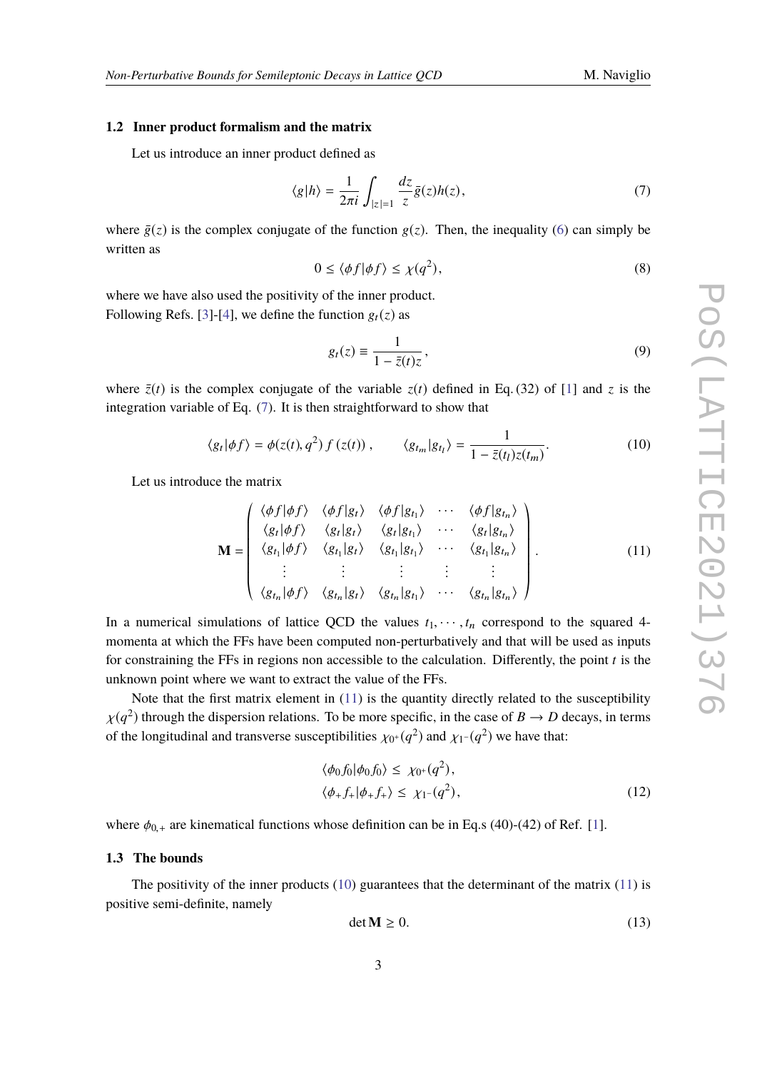### 1.2 Inner product formalism and the matrix

Let us introduce an inner product defined as

$$\langle g|h\rangle = \frac{1}{2\pi i}\int_{|z|=1} \frac{dz}{z}\bar{g}(z)h(z), \tag{7}$$

where $\bar{g}(z)$ is the complex conjugate of the function $g(z)$. Then, the inequality (6) can simply be written as

$$0 \leq \langle \phi f|\phi f\rangle \leq \chi(q^2), \tag{8}$$

where we have also used the positivity of the inner product.
Following Refs. [3]-[4], we define the function $g_t(z)$ as

$$g_t(z) \equiv \frac{1}{1-\bar{z}(t)z}, \tag{9}$$

where $\bar{z}(t)$ is the complex conjugate of the variable $z(t)$ defined in Eq. (32) of [1] and $z$ is the integration variable of Eq. (7). It is then straightforward to show that

$$\langle g_t|\phi f\rangle = \phi(z(t), q^2)\, f\,(z(t))\,, \qquad \langle g_{t_m}|g_{t_l}\rangle = \frac{1}{1-\bar{z}(t_l)z(t_m)}. \tag{10}$$

Let us introduce the matrix

$$\mathbf{M} = \begin{pmatrix} \langle \phi f|\phi f\rangle & \langle \phi f|g_t\rangle & \langle \phi f|g_{t_1}\rangle & \cdots & \langle \phi f|g_{t_n}\rangle \\ \langle g_t|\phi f\rangle & \langle g_t|g_t\rangle & \langle g_t|g_{t_1}\rangle & \cdots & \langle g_t|g_{t_n}\rangle \\ \langle g_{t_1}|\phi f\rangle & \langle g_{t_1}|g_t\rangle & \langle g_{t_1}|g_{t_1}\rangle & \cdots & \langle g_{t_1}|g_{t_n}\rangle \\ \vdots & \vdots & \vdots & \vdots & \vdots \\ \langle g_{t_n}|\phi f\rangle & \langle g_{t_n}|g_t\rangle & \langle g_{t_n}|g_{t_1}\rangle & \cdots & \langle g_{t_n}|g_{t_n}\rangle \end{pmatrix}. \tag{11}$$

In a numerical simulations of lattice QCD the values $t_1, \cdots, t_n$ correspond to the squared 4-momenta at which the FFs have been computed non-perturbatively and that will be used as inputs for constraining the FFs in regions non accessible to the calculation. Differently, the point $t$ is the unknown point where we want to extract the value of the FFs.

Note that the first matrix element in (11) is the quantity directly related to the susceptibility $\chi(q^2)$ through the dispersion relations. To be more specific, in the case of $B \to D$ decays, in terms of the longitudinal and transverse susceptibilities $\chi_{0^+}(q^2)$ and $\chi_{1^-}(q^2)$ we have that:

$$\begin{aligned} \langle \phi_0 f_0|\phi_0 f_0\rangle &\leq \chi_{0^+}(q^2), \\ \langle \phi_+ f_+|\phi_+ f_+\rangle &\leq \chi_{1^-}(q^2), \end{aligned} \tag{12}$$

where $\phi_{0,+}$ are kinematical functions whose definition can be in Eq.s (40)-(42) of Ref. [1].

### 1.3 The bounds

The positivity of the inner products (10) guarantees that the determinant of the matrix (11) is positive semi-definite, namely

$$\det \mathbf{M} \geq 0. \tag{13}$$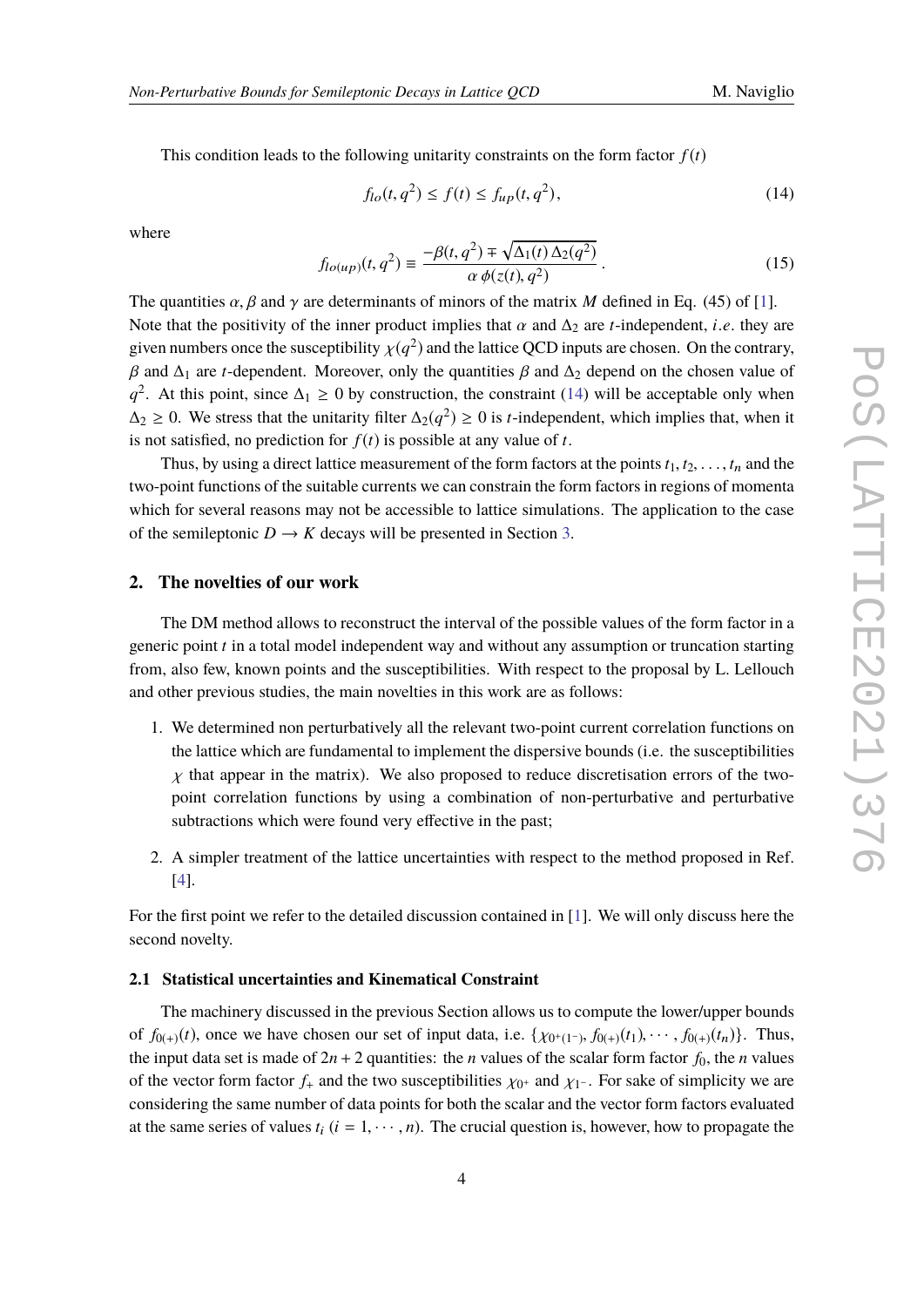This condition leads to the following unitarity constraints on the form factor $f(t)$

$$
f_{lo}(t, q^2) \leq f(t) \leq f_{up}(t, q^2), \tag{14}
$$

where

$$
f_{lo(up)}(t, q^2) \equiv \frac{-\beta(t, q^2) \mp \sqrt{\Delta_1(t)\,\Delta_2(q^2)}}{\alpha\,\phi(z(t), q^2)}\,. \tag{15}
$$

The quantities $\alpha, \beta$ and $\gamma$ are determinants of minors of the matrix $M$ defined in Eq. (45) of [1]. Note that the positivity of the inner product implies that $\alpha$ and $\Delta_2$ are $t$-independent, *i.e.* they are given numbers once the susceptibility $\chi(q^2)$ and the lattice QCD inputs are chosen. On the contrary, $\beta$ and $\Delta_1$ are $t$-dependent. Moreover, only the quantities $\beta$ and $\Delta_2$ depend on the chosen value of $q^2$. At this point, since $\Delta_1 \geq 0$ by construction, the constraint (14) will be acceptable only when $\Delta_2 \geq 0$. We stress that the unitarity filter $\Delta_2(q^2) \geq 0$ is $t$-independent, which implies that, when it is not satisfied, no prediction for $f(t)$ is possible at any value of $t$.

Thus, by using a direct lattice measurement of the form factors at the points $t_1, t_2, \ldots, t_n$ and the two-point functions of the suitable currents we can constrain the form factors in regions of momenta which for several reasons may not be accessible to lattice simulations. The application to the case of the semileptonic $D \to K$ decays will be presented in Section 3.

## 2. The novelties of our work

The DM method allows to reconstruct the interval of the possible values of the form factor in a generic point $t$ in a total model independent way and without any assumption or truncation starting from, also few, known points and the susceptibilities. With respect to the proposal by L. Lellouch and other previous studies, the main novelties in this work are as follows:

1. We determined non perturbatively all the relevant two-point current correlation functions on the lattice which are fundamental to implement the dispersive bounds (i.e. the susceptibilities $\chi$ that appear in the matrix). We also proposed to reduce discretisation errors of the two-point correlation functions by using a combination of non-perturbative and perturbative subtractions which were found very effective in the past;
2. A simpler treatment of the lattice uncertainties with respect to the method proposed in Ref. [4].

For the first point we refer to the detailed discussion contained in [1]. We will only discuss here the second novelty.

### 2.1 Statistical uncertainties and Kinematical Constraint

The machinery discussed in the previous Section allows us to compute the lower/upper bounds of $f_{0(+)}(t)$, once we have chosen our set of input data, i.e. $\{\chi_{0^+(1^-)}, f_{0(+)}(t_1), \cdots, f_{0(+)}(t_n)\}$. Thus, the input data set is made of $2n + 2$ quantities: the $n$ values of the scalar form factor $f_0$, the $n$ values of the vector form factor $f_+$ and the two susceptibilities $\chi_{0^+}$ and $\chi_{1^-}$. For sake of simplicity we are considering the same number of data points for both the scalar and the vector form factors evaluated at the same series of values $t_i$ ($i = 1, \cdots, n$). The crucial question is, however, how to propagate the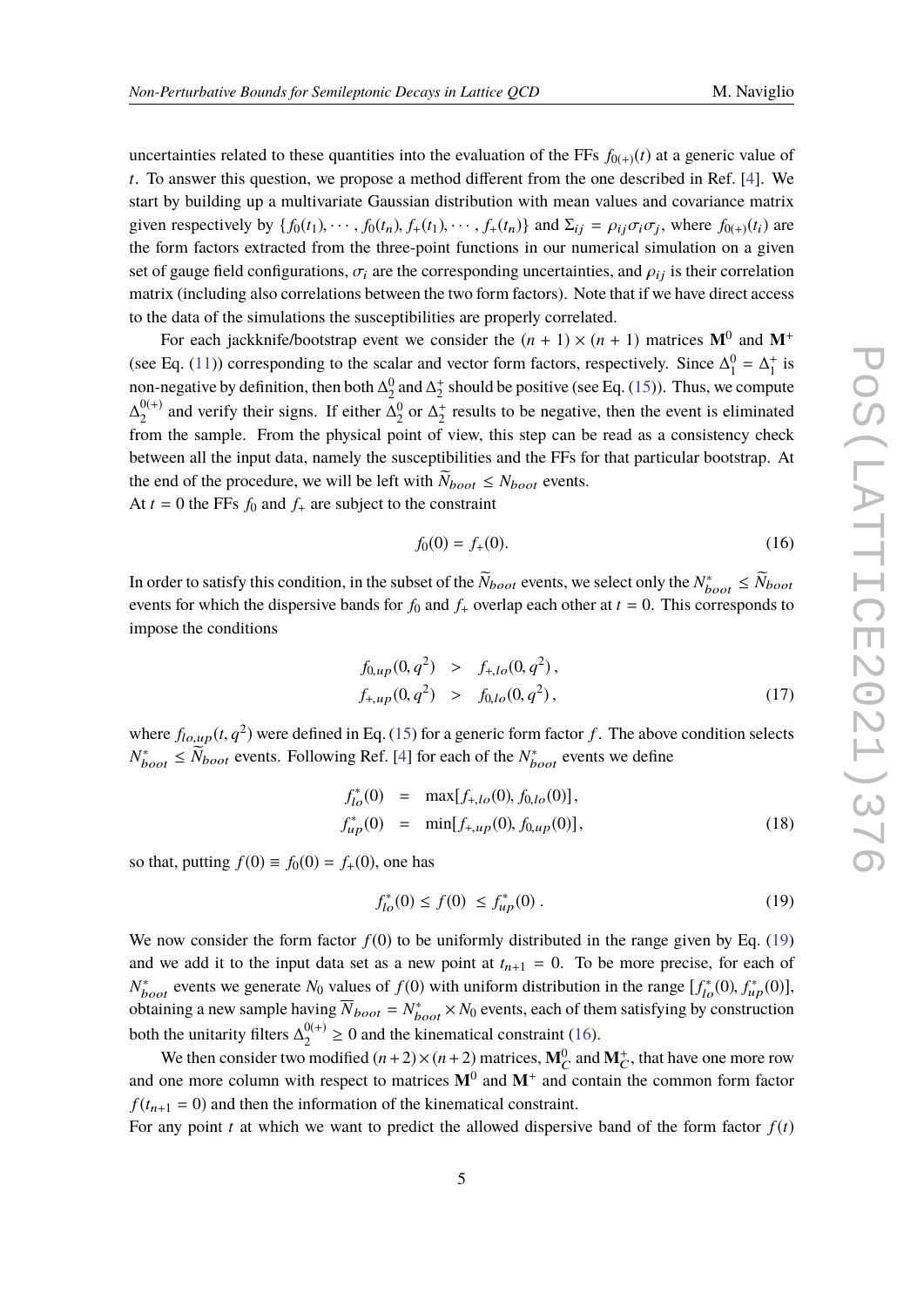uncertainties related to these quantities into the evaluation of the FFs $f_{0(+)}(t)$ at a generic value of $t$. To answer this question, we propose a method different from the one described in Ref. [4]. We start by building up a multivariate Gaussian distribution with mean values and covariance matrix given respectively by $\{f_0(t_1), \cdots, f_0(t_n), f_+(t_1), \cdots, f_+(t_n)\}$ and $\Sigma_{ij} = \rho_{ij}\sigma_i\sigma_j$, where $f_{0(+)}(t_i)$ are the form factors extracted from the three-point functions in our numerical simulation on a given set of gauge field configurations, $\sigma_i$ are the corresponding uncertainties, and $\rho_{ij}$ is their correlation matrix (including also correlations between the two form factors). Note that if we have direct access to the data of the simulations the susceptibilities are properly correlated.

For each jackknife/bootstrap event we consider the $(n + 1) \times (n + 1)$ matrices $\mathbf{M}^0$ and $\mathbf{M}^+$ (see Eq. (11)) corresponding to the scalar and vector form factors, respectively. Since $\Delta_1^0 = \Delta_1^+$ is non-negative by definition, then both $\Delta_2^0$ and $\Delta_2^+$ should be positive (see Eq. (15)). Thus, we compute $\Delta_2^{0(+)}$ and verify their signs. If either $\Delta_2^0$ or $\Delta_2^+$ results to be negative, then the event is eliminated from the sample. From the physical point of view, this step can be read as a consistency check between all the input data, namely the susceptibilities and the FFs for that particular bootstrap. At the end of the procedure, we will be left with $\widetilde{N}_{boot} \leq N_{boot}$ events.
At $t = 0$ the FFs $f_0$ and $f_+$ are subject to the constraint

$$
f_0(0) = f_+(0). \tag{16}
$$

In order to satisfy this condition, in the subset of the $\widetilde{N}_{boot}$ events, we select only the $N^*_{boot} \leq \widetilde{N}_{boot}$ events for which the dispersive bands for $f_0$ and $f_+$ overlap each other at $t = 0$. This corresponds to impose the conditions

$$
\begin{aligned}
f_{0,up}(0, q^2) &> f_{+,lo}(0, q^2)\,, \\
f_{+,up}(0, q^2) &> f_{0,lo}(0, q^2)\,,
\end{aligned} \tag{17}
$$

where $f_{lo,up}(t, q^2)$ were defined in Eq. (15) for a generic form factor $f$. The above condition selects $N^*_{boot} \leq \widetilde{N}_{boot}$ events. Following Ref. [4] for each of the $N^*_{boot}$ events we define

$$
\begin{aligned}
f^*_{lo}(0) &= \max[f_{+,lo}(0), f_{0,lo}(0)]\,, \\
f^*_{up}(0) &= \min[f_{+,up}(0), f_{0,up}(0)]\,,
\end{aligned} \tag{18}
$$

so that, putting $f(0) \equiv f_0(0) = f_+(0)$, one has

$$
f^*_{lo}(0) \leq f(0) \leq f^*_{up}(0)\,. \tag{19}
$$

We now consider the form factor $f(0)$ to be uniformly distributed in the range given by Eq. (19) and we add it to the input data set as a new point at $t_{n+1} = 0$. To be more precise, for each of $N^*_{boot}$ events we generate $N_0$ values of $f(0)$ with uniform distribution in the range $[f^*_{lo}(0), f^*_{up}(0)]$, obtaining a new sample having $\overline{N}_{boot} = N^*_{boot} \times N_0$ events, each of them satisfying by construction both the unitarity filters $\Delta_2^{0(+)} \geq 0$ and the kinematical constraint (16).

We then consider two modified $(n+2)\times(n+2)$ matrices, $\mathbf{M}_C^0$ and $\mathbf{M}_C^+$, that have one more row and one more column with respect to matrices $\mathbf{M}^0$ and $\mathbf{M}^+$ and contain the common form factor $f(t_{n+1} = 0)$ and then the information of the kinematical constraint.
For any point $t$ at which we want to predict the allowed dispersive band of the form factor $f(t)$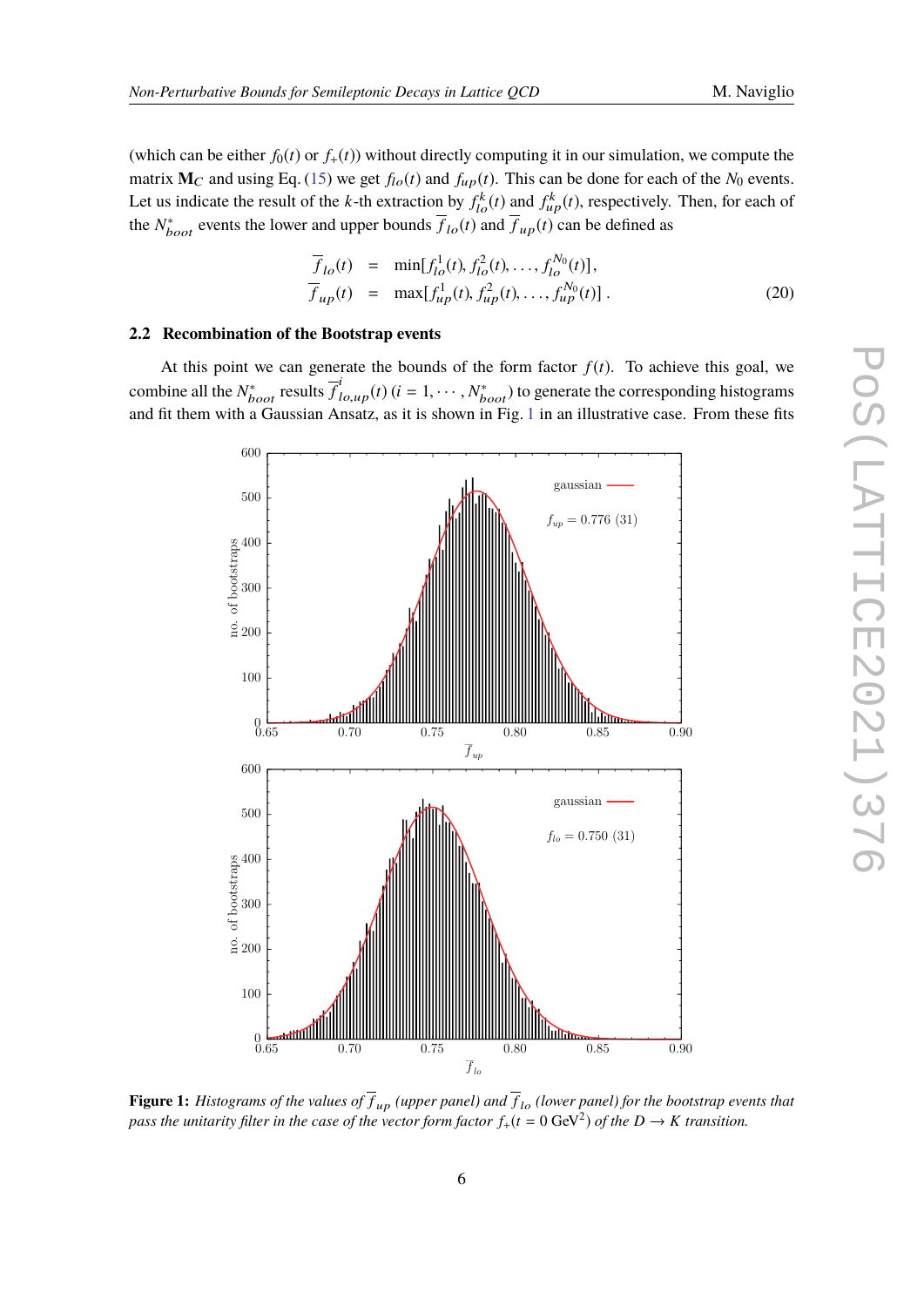(which can be either $f_0(t)$ or $f_+(t)$) without directly computing it in our simulation, we compute the matrix $\mathbf{M}_C$ and using Eq. (15) we get $f_{lo}(t)$ and $f_{up}(t)$. This can be done for each of the $N_0$ events. Let us indicate the result of the $k$-th extraction by $f_{lo}^k(t)$ and $f_{up}^k(t)$, respectively. Then, for each of the $N^*_{boot}$ events the lower and upper bounds $\overline{f}_{lo}(t)$ and $\overline{f}_{up}(t)$ can be defined as

$$
\begin{aligned}
\overline{f}_{lo}(t) &= \min[f_{lo}^1(t), f_{lo}^2(t), \ldots, f_{lo}^{N_0}(t)], \\
\overline{f}_{up}(t) &= \max[f_{up}^1(t), f_{up}^2(t), \ldots, f_{up}^{N_0}(t)] .
\end{aligned}
\tag{20}
$$

### 2.2 Recombination of the Bootstrap events

At this point we can generate the bounds of the form factor $f(t)$. To achieve this goal, we combine all the $N^*_{boot}$ results $\overline{f}^i_{lo,up}(t)$ ($i = 1, \cdots, N^*_{boot}$) to generate the corresponding histograms and fit them with a Gaussian Ansatz, as it is shown in Fig. 1 in an illustrative case. From these fits

**Figure 1:** *Histograms of the values of $\overline{f}_{up}$ (upper panel) and $\overline{f}_{lo}$ (lower panel) for the bootstrap events that pass the unitarity filter in the case of the vector form factor $f_+(t = 0\ \text{GeV}^2)$ of the $D \to K$ transition.*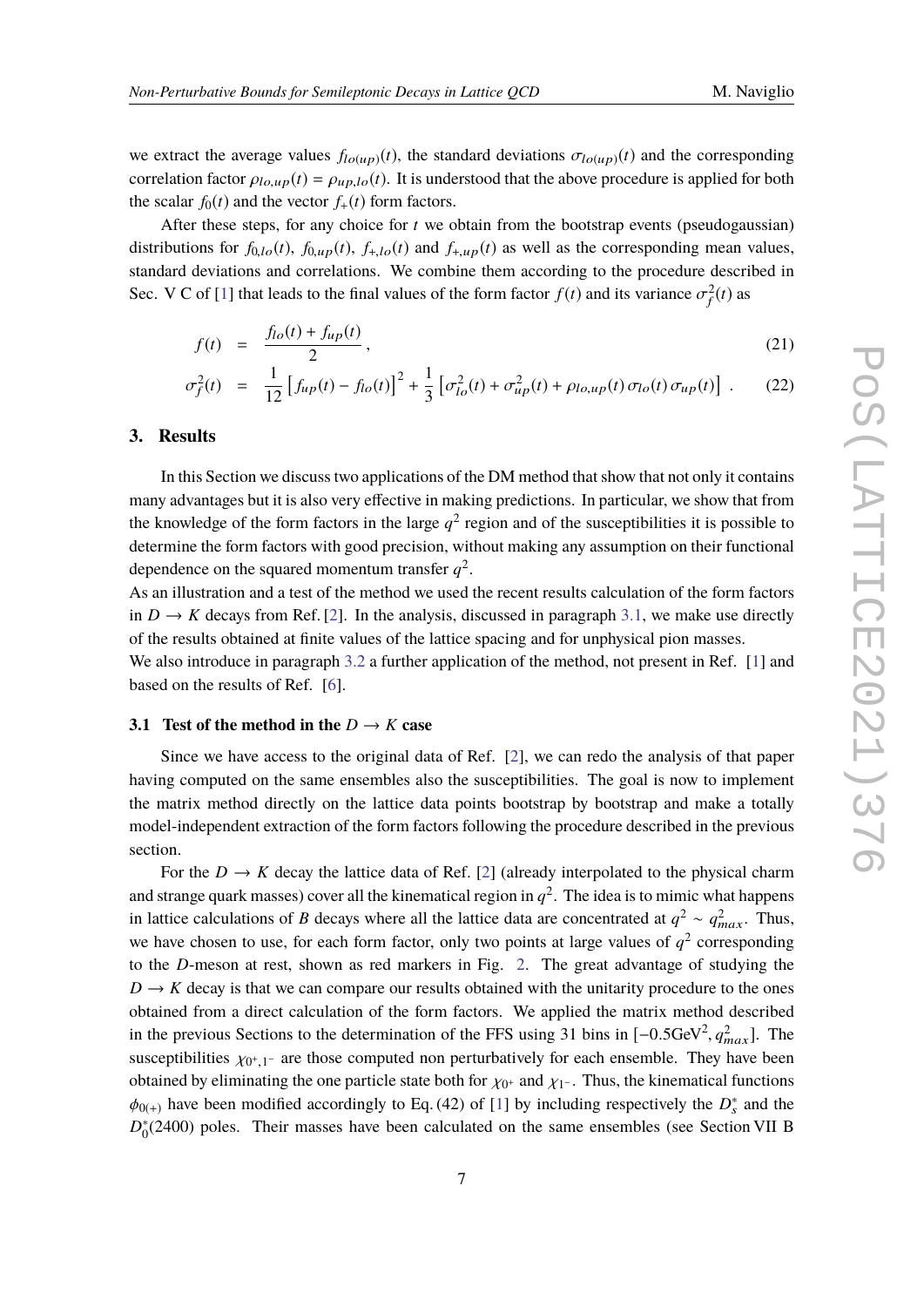we extract the average values $f_{lo(up)}(t)$, the standard deviations $\sigma_{lo(up)}(t)$ and the corresponding correlation factor $\rho_{lo,up}(t) = \rho_{up,lo}(t)$. It is understood that the above procedure is applied for both the scalar $f_0(t)$ and the vector $f_+(t)$ form factors.

After these steps, for any choice for $t$ we obtain from the bootstrap events (pseudogaussian) distributions for $f_{0,lo}(t)$, $f_{0,up}(t)$, $f_{+,lo}(t)$ and $f_{+,up}(t)$ as well as the corresponding mean values, standard deviations and correlations. We combine them according to the procedure described in Sec. V C of [1] that leads to the final values of the form factor $f(t)$ and its variance $\sigma_f^2(t)$ as

$$f(t) = \frac{f_{lo}(t) + f_{up}(t)}{2} , \tag{21}$$

$$\sigma_f^2(t) = \frac{1}{12}\left[f_{up}(t) - f_{lo}(t)\right]^2 + \frac{1}{3}\left[\sigma_{lo}^2(t) + \sigma_{up}^2(t) + \rho_{lo,up}(t)\,\sigma_{lo}(t)\,\sigma_{up}(t)\right] . \tag{22}$$

## 3. Results

In this Section we discuss two applications of the DM method that show that not only it contains many advantages but it is also very effective in making predictions. In particular, we show that from the knowledge of the form factors in the large $q^2$ region and of the susceptibilities it is possible to determine the form factors with good precision, without making any assumption on their functional dependence on the squared momentum transfer $q^2$.

As an illustration and a test of the method we used the recent results calculation of the form factors in $D \to K$ decays from Ref. [2]. In the analysis, discussed in paragraph 3.1, we make use directly of the results obtained at finite values of the lattice spacing and for unphysical pion masses.

We also introduce in paragraph 3.2 a further application of the method, not present in Ref. [1] and based on the results of Ref. [6].

### 3.1 Test of the method in the $D \to K$ case

Since we have access to the original data of Ref. [2], we can redo the analysis of that paper having computed on the same ensembles also the susceptibilities. The goal is now to implement the matrix method directly on the lattice data points bootstrap by bootstrap and make a totally model-independent extraction of the form factors following the procedure described in the previous section.

For the $D \to K$ decay the lattice data of Ref. [2] (already interpolated to the physical charm and strange quark masses) cover all the kinematical region in $q^2$. The idea is to mimic what happens in lattice calculations of $B$ decays where all the lattice data are concentrated at $q^2 \sim q^2_{max}$. Thus, we have chosen to use, for each form factor, only two points at large values of $q^2$ corresponding to the $D$-meson at rest, shown as red markers in Fig. 2. The great advantage of studying the $D \to K$ decay is that we can compare our results obtained with the unitarity procedure to the ones obtained from a direct calculation of the form factors. We applied the matrix method described in the previous Sections to the determination of the FFS using 31 bins in $[-0.5\text{GeV}^2, q^2_{max}]$. The susceptibilities $\chi_{0^+,1^-}$ are those computed non perturbatively for each ensemble. They have been obtained by eliminating the one particle state both for $\chi_{0^+}$ and $\chi_{1^-}$. Thus, the kinematical functions $\phi_{0(+)}$ have been modified accordingly to Eq. (42) of [1] by including respectively the $D_s^*$ and the $D_0^*(2400)$ poles. Their masses have been calculated on the same ensembles (see Section VII B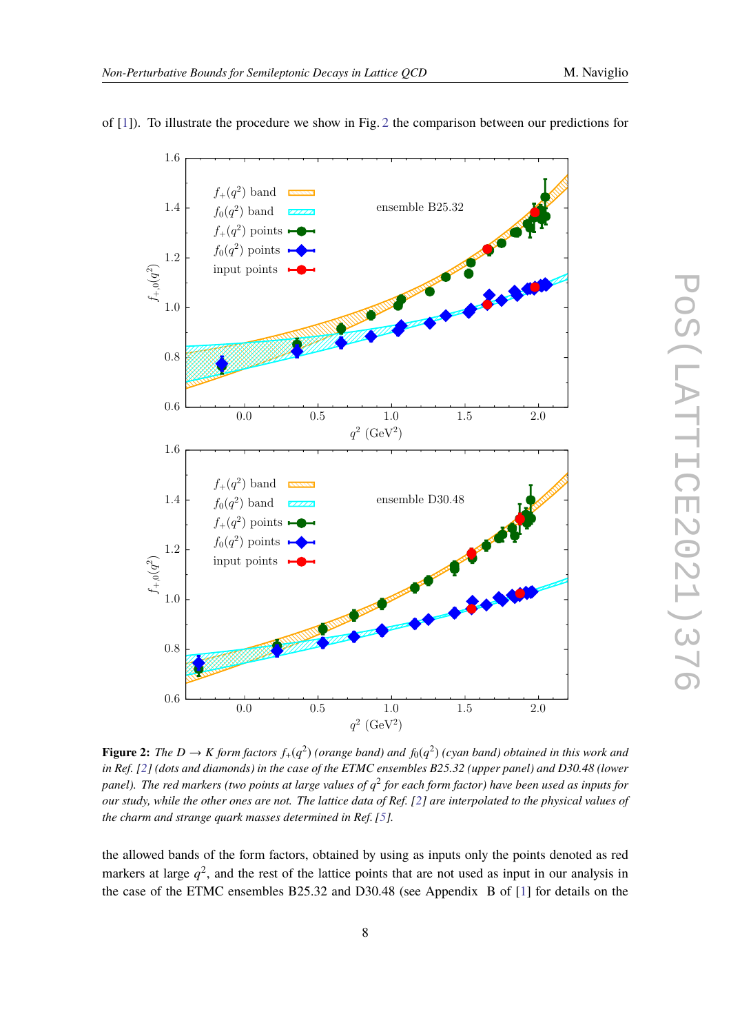of [1]). To illustrate the procedure we show in Fig. 2 the comparison between our predictions for

**Figure 2:** *The $D \to K$ form factors $f_+(q^2)$ (orange band) and $f_0(q^2)$ (cyan band) obtained in this work and in Ref. [2] (dots and diamonds) in the case of the ETMC ensembles B25.32 (upper panel) and D30.48 (lower panel). The red markers (two points at large values of $q^2$ for each form factor) have been used as inputs for our study, while the other ones are not. The lattice data of Ref. [2] are interpolated to the physical values of the charm and strange quark masses determined in Ref. [5].*

the allowed bands of the form factors, obtained by using as inputs only the points denoted as red markers at large $q^2$, and the rest of the lattice points that are not used as input in our analysis in the case of the ETMC ensembles B25.32 and D30.48 (see Appendix B of [1] for details on the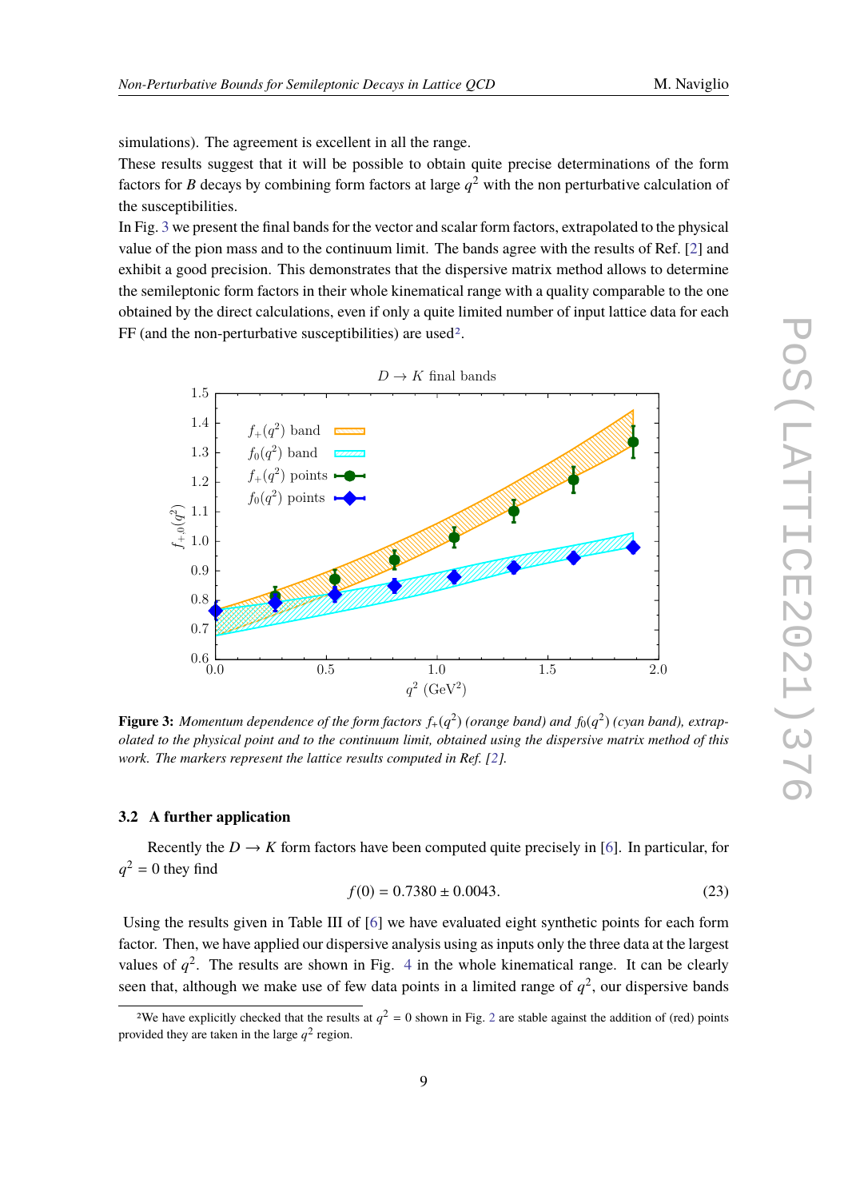simulations). The agreement is excellent in all the range.

These results suggest that it will be possible to obtain quite precise determinations of the form factors for $B$ decays by combining form factors at large $q^2$ with the non perturbative calculation of the susceptibilities.

In Fig. 3 we present the final bands for the vector and scalar form factors, extrapolated to the physical value of the pion mass and to the continuum limit. The bands agree with the results of Ref. [2] and exhibit a good precision. This demonstrates that the dispersive matrix method allows to determine the semileptonic form factors in their whole kinematical range with a quality comparable to the one obtained by the direct calculations, even if only a quite limited number of input lattice data for each FF (and the non-perturbative susceptibilities) are used[2].

**Figure 3:** *Momentum dependence of the form factors $f_+(q^2)$ (orange band) and $f_0(q^2)$ (cyan band), extrapolated to the physical point and to the continuum limit, obtained using the dispersive matrix method of this work. The markers represent the lattice results computed in Ref. [2].*

### 3.2 A further application

Recently the $D \to K$ form factors have been computed quite precisely in [6]. In particular, for $q^2 = 0$ they find

$$f(0) = 0.7380 \pm 0.0043. \tag{23}$$

Using the results given in Table III of [6] we have evaluated eight synthetic points for each form factor. Then, we have applied our dispersive analysis using as inputs only the three data at the largest values of $q^2$. The results are shown in Fig. 4 in the whole kinematical range. It can be clearly seen that, although we make use of few data points in a limited range of $q^2$, our dispersive bands

[2] We have explicitly checked that the results at $q^2 = 0$ shown in Fig. 2 are stable against the addition of (red) points provided they are taken in the large $q^2$ region.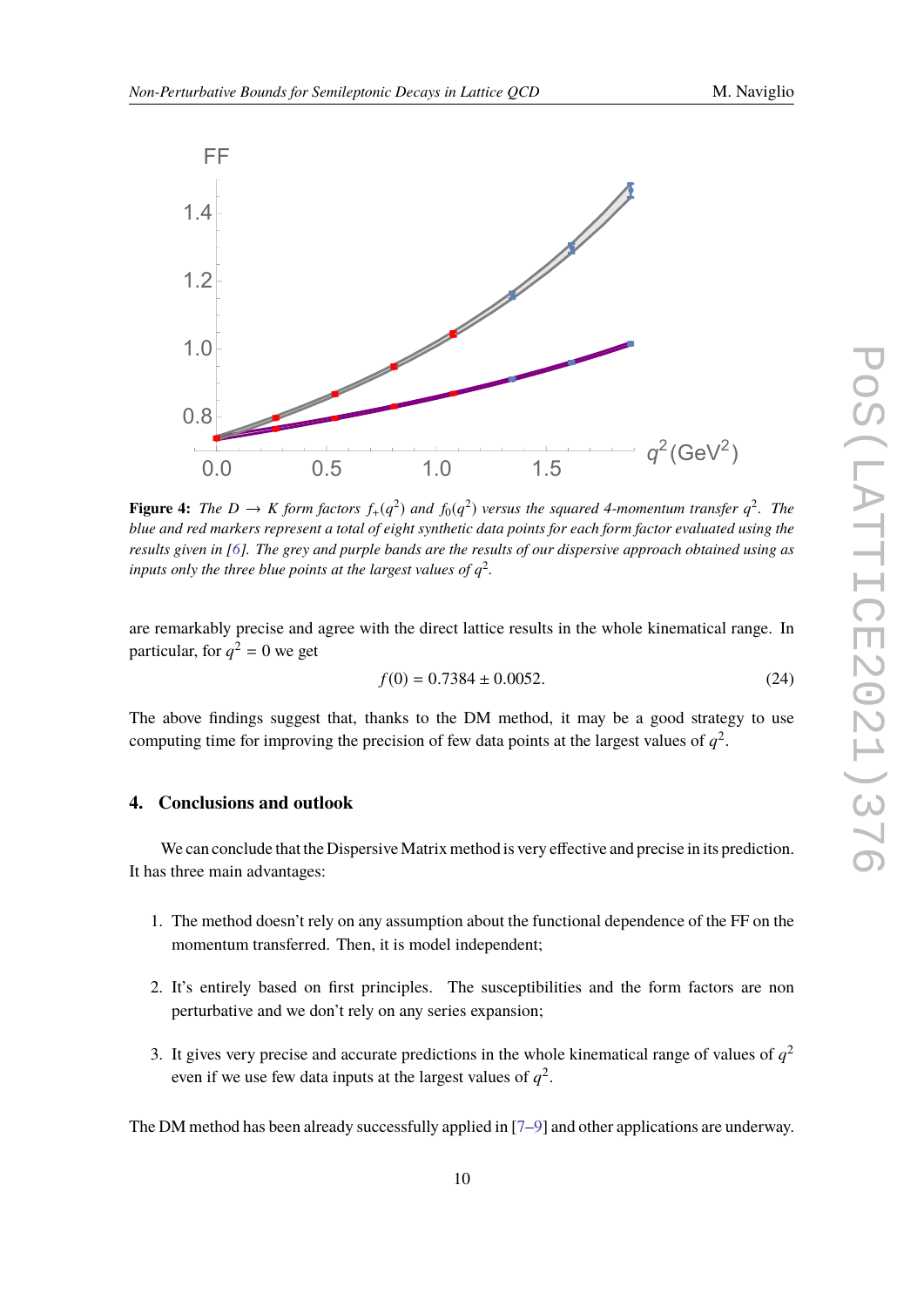**Figure 4:** *The $D \to K$ form factors $f_+(q^2)$ and $f_0(q^2)$ versus the squared 4-momentum transfer $q^2$. The blue and red markers represent a total of eight synthetic data points for each form factor evaluated using the results given in [6]. The grey and purple bands are the results of our dispersive approach obtained using as inputs only the three blue points at the largest values of $q^2$.*

are remarkably precise and agree with the direct lattice results in the whole kinematical range. In particular, for $q^2 = 0$ we get

$$f(0) = 0.7384 \pm 0.0052. \tag{24}$$

The above findings suggest that, thanks to the DM method, it may be a good strategy to use computing time for improving the precision of few data points at the largest values of $q^2$.

## 4. Conclusions and outlook

We can conclude that the Dispersive Matrix method is very effective and precise in its prediction. It has three main advantages:

1. The method doesn't rely on any assumption about the functional dependence of the FF on the momentum transferred. Then, it is model independent;
2. It's entirely based on first principles. The susceptibilities and the form factors are non perturbative and we don't rely on any series expansion;
3. It gives very precise and accurate predictions in the whole kinematical range of values of $q^2$ even if we use few data inputs at the largest values of $q^2$.

The DM method has been already successfully applied in [7–9] and other applications are underway.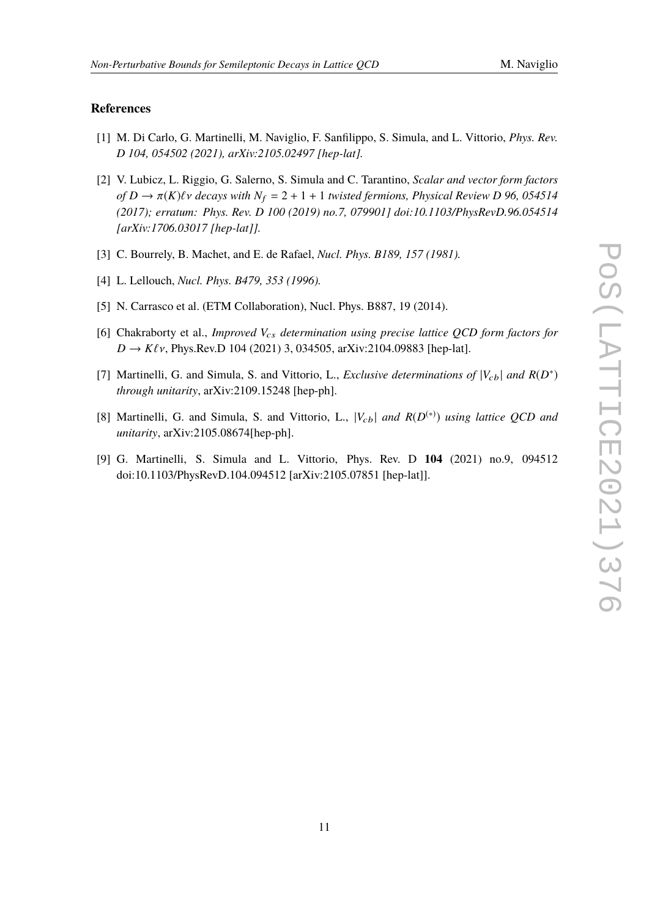## References

[1] M. Di Carlo, G. Martinelli, M. Naviglio, F. Sanfilippo, S. Simula, and L. Vittorio, *Phys. Rev. D 104, 054502 (2021), arXiv:2105.02497 [hep-lat].*

[2] V. Lubicz, L. Riggio, G. Salerno, S. Simula and C. Tarantino, *Scalar and vector form factors of $D \to \pi(K)\ell\nu$ decays with $N_f = 2 + 1 + 1$ twisted fermions, Physical Review D 96, 054514 (2017); erratum: Phys. Rev. D 100 (2019) no.7, 079901] doi:10.1103/PhysRevD.96.054514 [arXiv:1706.03017 [hep-lat]].*

[3] C. Bourrely, B. Machet, and E. de Rafael, *Nucl. Phys. B189, 157 (1981).*

[4] L. Lellouch, *Nucl. Phys. B479, 353 (1996).*

[5] N. Carrasco et al. (ETM Collaboration), Nucl. Phys. B887, 19 (2014).

[6] Chakraborty et al., *Improved $V_{cs}$ determination using precise lattice QCD form factors for $D \to K\ell\nu$*, Phys.Rev.D 104 (2021) 3, 034505, arXiv:2104.09883 [hep-lat].

[7] Martinelli, G. and Simula, S. and Vittorio, L., *Exclusive determinations of $|V_{cb}|$ and $R(D^*)$ through unitarity*, arXiv:2109.15248 [hep-ph].

[8] Martinelli, G. and Simula, S. and Vittorio, L., *$|V_{cb}|$ and $R(D^{(*)})$ using lattice QCD and unitarity*, arXiv:2105.08674[hep-ph].

[9] G. Martinelli, S. Simula and L. Vittorio, Phys. Rev. D **104** (2021) no.9, 094512 doi:10.1103/PhysRevD.104.094512 [arXiv:2105.07851 [hep-lat]].